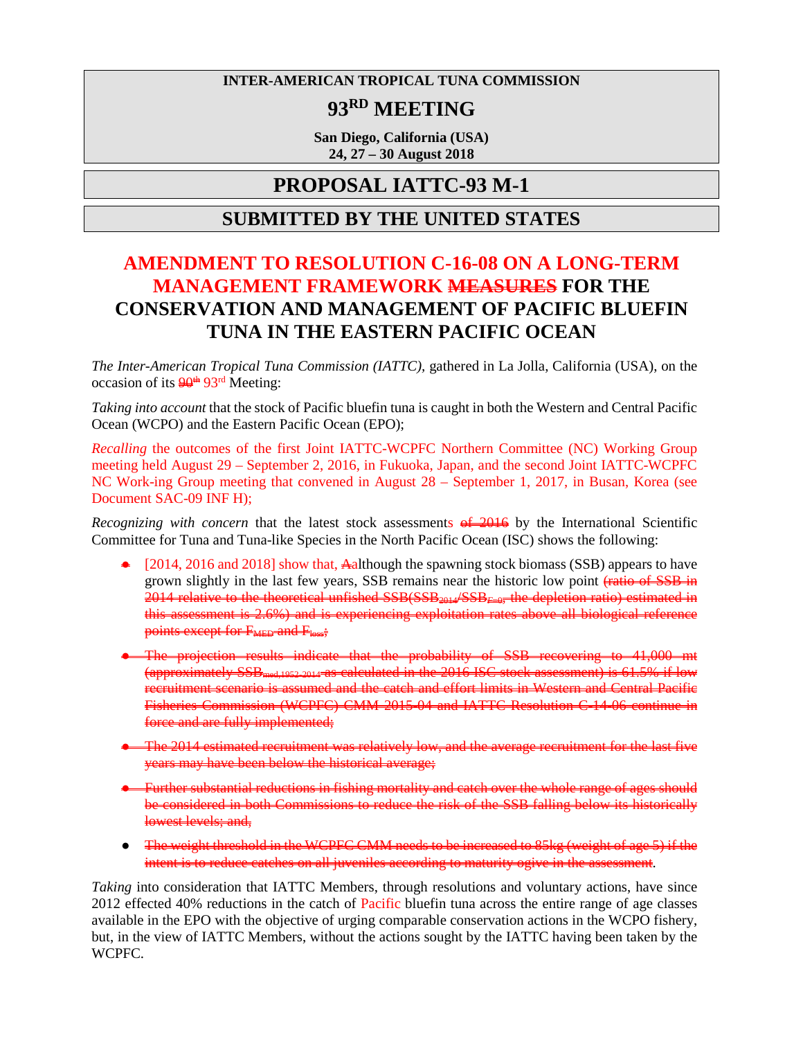**INTER-AMERICAN TROPICAL TUNA COMMISSION**

# 93RD MEETING

**San Diego, California (USA)**
**24, 27 – 30 August 2018**

## PROPOSAL IATTC-93 M-1

## SUBMITTED BY THE UNITED STATES

# AMENDMENT TO RESOLUTION C-16-08 ON A LONG-TERM MANAGEMENT FRAMEWORK ~~MEASURES~~ FOR THE CONSERVATION AND MANAGEMENT OF PACIFIC BLUEFIN TUNA IN THE EASTERN PACIFIC OCEAN

*The Inter-American Tropical Tuna Commission (IATTC),* gathered in La Jolla, California (USA), on the occasion of its ~~90th~~ 93rd Meeting:

*Taking into account* that the stock of Pacific bluefin tuna is caught in both the Western and Central Pacific Ocean (WCPO) and the Eastern Pacific Ocean (EPO);

*Recalling* the outcomes of the first Joint IATTC-WCPFC Northern Committee (NC) Working Group meeting held August 29 – September 2, 2016, in Fukuoka, Japan, and the second Joint IATTC-WCPFC NC Work-ing Group meeting that convened in August 28 – September 1, 2017, in Busan, Korea (see Document SAC-09 INF H);

*Recognizing with concern* that the latest stock assessments ~~of 2016~~ by the International Scientific Committee for Tuna and Tuna-like Species in the North Pacific Ocean (ISC) shows the following:

- [2014, 2016 and 2018] show that, ~~A~~although the spawning stock biomass (SSB) appears to have grown slightly in the last few years, SSB remains near the historic low point ~~(ratio of SSB in 2014 relative to the theoretical unfished SSB($SSB_{2014}/SSB_{F=0}$, the depletion ratio) estimated in this assessment is 2.6%) and is experiencing exploitation rates above all biological reference points except for $F_{MED}$ and $F_{loss}$;~~
- ~~The projection results indicate that the probability of SSB recovering to 41,000 mt (approximately $SSB_{med,1952-2014}$ as calculated in the 2016 ISC stock assessment) is 61.5% if low recruitment scenario is assumed and the catch and effort limits in Western and Central Pacific Fisheries Commission (WCPFC) CMM 2015-04 and IATTC Resolution C-14-06 continue in force and are fully implemented;~~
- ~~The 2014 estimated recruitment was relatively low, and the average recruitment for the last five years may have been below the historical average;~~
- ~~Further substantial reductions in fishing mortality and catch over the whole range of ages should be considered in both Commissions to reduce the risk of the SSB falling below its historically lowest levels; and,~~
- ~~The weight threshold in the WCPFC CMM needs to be increased to 85kg (weight of age 5) if the intent is to reduce catches on all juveniles according to maturity ogive in the assessment~~.

*Taking* into consideration that IATTC Members, through resolutions and voluntary actions, have since 2012 effected 40% reductions in the catch of Pacific bluefin tuna across the entire range of age classes available in the EPO with the objective of urging comparable conservation actions in the WCPO fishery, but, in the view of IATTC Members, without the actions sought by the IATTC having been taken by the WCPFC.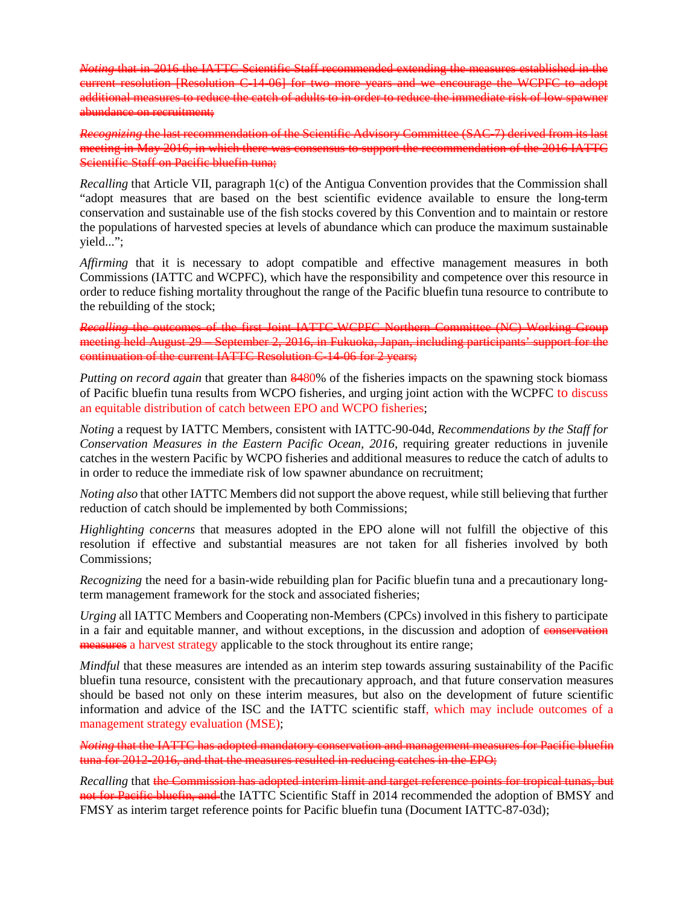~~*Noting* that in 2016 the IATTC Scientific Staff recommended extending the measures established in the current resolution [Resolution C-14-06] for two more years and we encourage the WCPFC to adopt additional measures to reduce the catch of adults to in order to reduce the immediate risk of low spawner abundance on recruitment;~~

~~*Recognizing* the last recommendation of the Scientific Advisory Committee (SAC-7) derived from its last meeting in May 2016, in which there was consensus to support the recommendation of the 2016 IATTC Scientific Staff on Pacific bluefin tuna;~~

*Recalling* that Article VII, paragraph 1(c) of the Antigua Convention provides that the Commission shall "adopt measures that are based on the best scientific evidence available to ensure the long-term conservation and sustainable use of the fish stocks covered by this Convention and to maintain or restore the populations of harvested species at levels of abundance which can produce the maximum sustainable yield...";

*Affirming* that it is necessary to adopt compatible and effective management measures in both Commissions (IATTC and WCPFC), which have the responsibility and competence over this resource in order to reduce fishing mortality throughout the range of the Pacific bluefin tuna resource to contribute to the rebuilding of the stock;

~~*Recalling* the outcomes of the first Joint IATTC-WCPFC Northern Committee (NC) Working Group meeting held August 29 – September 2, 2016, in Fukuoka, Japan, including participants' support for the continuation of the current IATTC Resolution C-14-06 for 2 years;~~

*Putting on record again* that greater than ~~84~~80% of the fisheries impacts on the spawning stock biomass of Pacific bluefin tuna results from WCPO fisheries, and urging joint action with the WCPFC to discuss an equitable distribution of catch between EPO and WCPO fisheries;

*Noting* a request by IATTC Members, consistent with IATTC-90-04d, *Recommendations by the Staff for Conservation Measures in the Eastern Pacific Ocean, 2016*, requiring greater reductions in juvenile catches in the western Pacific by WCPO fisheries and additional measures to reduce the catch of adults to in order to reduce the immediate risk of low spawner abundance on recruitment;

*Noting also* that other IATTC Members did not support the above request, while still believing that further reduction of catch should be implemented by both Commissions;

*Highlighting concerns* that measures adopted in the EPO alone will not fulfill the objective of this resolution if effective and substantial measures are not taken for all fisheries involved by both Commissions;

*Recognizing* the need for a basin-wide rebuilding plan for Pacific bluefin tuna and a precautionary long-term management framework for the stock and associated fisheries;

*Urging* all IATTC Members and Cooperating non-Members (CPCs) involved in this fishery to participate in a fair and equitable manner, and without exceptions, in the discussion and adoption of ~~conservation measures~~ a harvest strategy applicable to the stock throughout its entire range;

*Mindful* that these measures are intended as an interim step towards assuring sustainability of the Pacific bluefin tuna resource, consistent with the precautionary approach, and that future conservation measures should be based not only on these interim measures, but also on the development of future scientific information and advice of the ISC and the IATTC scientific staff, which may include outcomes of a management strategy evaluation (MSE);

~~*Noting* that the IATTC has adopted mandatory conservation and management measures for Pacific bluefin tuna for 2012-2016, and that the measures resulted in reducing catches in the EPO;~~

*Recalling* that ~~the Commission has adopted interim limit and target reference points for tropical tunas, but not for Pacific bluefin, and~~ the IATTC Scientific Staff in 2014 recommended the adoption of BMSY and FMSY as interim target reference points for Pacific bluefin tuna (Document IATTC-87-03d);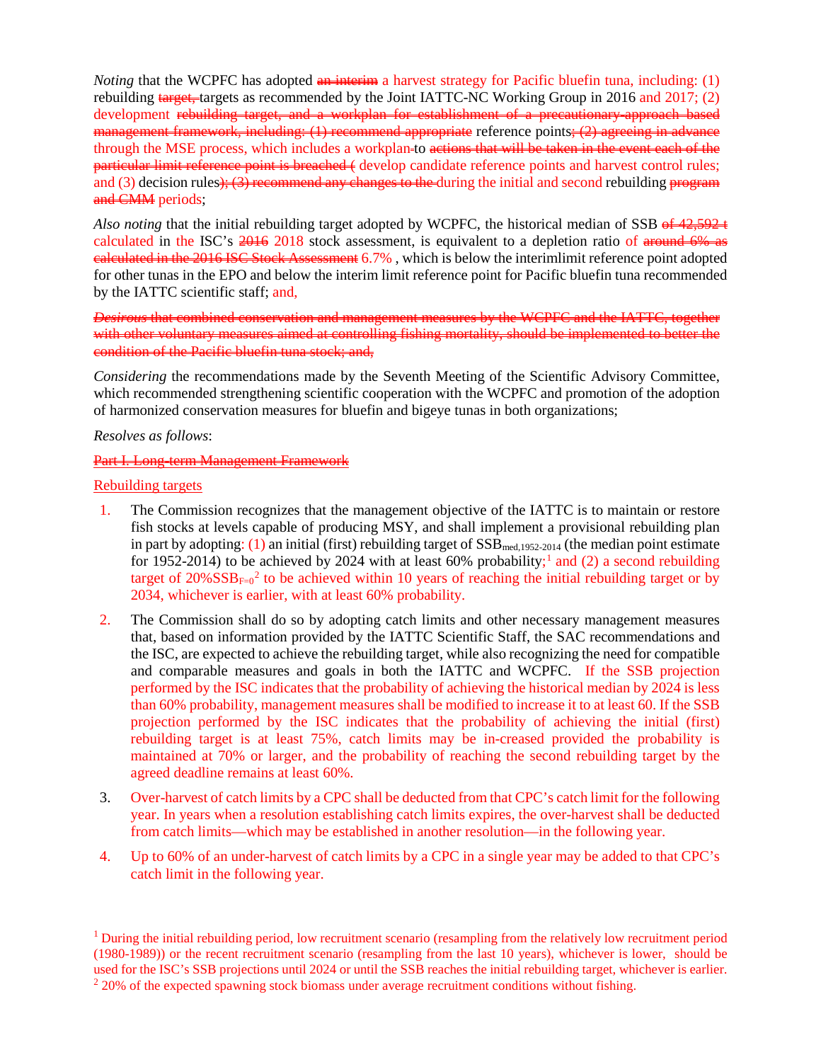*Noting* that the WCPFC has adopted ~~an interim~~ a harvest strategy for Pacific bluefin tuna, including: (1) rebuilding ~~target,~~ targets as recommended by the Joint IATTC-NC Working Group in 2016 and 2017; (2) development ~~rebuilding target, and a workplan for establishment of a precautionary-approach based management framework, including: (1) recommend appropriate~~ reference points~~; (2) agreeing in advance~~ through the MSE process, which includes a workplan to ~~actions that will be taken in the event each of the particular limit reference point is breached (~~ develop candidate reference points and harvest control rules; and (3) decision rules~~); (3) recommend any changes to the~~ during the initial and second rebuilding ~~program and CMM~~ periods;

*Also noting* that the initial rebuilding target adopted by WCPFC, the historical median of SSB ~~of 42,592 t~~ calculated in the ISC's ~~2016~~ 2018 stock assessment, is equivalent to a depletion ratio of ~~around 6% as calculated in the 2016 ISC Stock Assessment~~ 6.7% , which is below the interimlimit reference point adopted for other tunas in the EPO and below the interim limit reference point for Pacific bluefin tuna recommended by the IATTC scientific staff; and,

~~*Desirous* that combined conservation and management measures by the WCPFC and the IATTC, together with other voluntary measures aimed at controlling fishing mortality, should be implemented to better the condition of the Pacific bluefin tuna stock; and,~~

*Considering* the recommendations made by the Seventh Meeting of the Scientific Advisory Committee, which recommended strengthening scientific cooperation with the WCPFC and promotion of the adoption of harmonized conservation measures for bluefin and bigeye tunas in both organizations;

*Resolves as follows*:

~~Part I. Long-term Management Framework~~

Rebuilding targets

1. The Commission recognizes that the management objective of the IATTC is to maintain or restore fish stocks at levels capable of producing MSY, and shall implement a provisional rebuilding plan in part by adopting: (1) an initial (first) rebuilding target of $SSB_{med,1952\text{-}2014}$ (the median point estimate for 1952-2014) to be achieved by 2024 with at least 60% probability;[1] and (2) a second rebuilding target of $20\%SSB_{F=0}$[2] to be achieved within 10 years of reaching the initial rebuilding target or by 2034, whichever is earlier, with at least 60% probability.

2. The Commission shall do so by adopting catch limits and other necessary management measures that, based on information provided by the IATTC Scientific Staff, the SAC recommendations and the ISC, are expected to achieve the rebuilding target, while also recognizing the need for compatible and comparable measures and goals in both the IATTC and WCPFC. If the SSB projection performed by the ISC indicates that the probability of achieving the historical median by 2024 is less than 60% probability, management measures shall be modified to increase it to at least 60. If the SSB projection performed by the ISC indicates that the probability of achieving the initial (first) rebuilding target is at least 75%, catch limits may be in-creased provided the probability is maintained at 70% or larger, and the probability of reaching the second rebuilding target by the agreed deadline remains at least 60%.

3. Over-harvest of catch limits by a CPC shall be deducted from that CPC's catch limit for the following year. In years when a resolution establishing catch limits expires, the over-harvest shall be deducted from catch limits—which may be established in another resolution—in the following year.

4. Up to 60% of an under-harvest of catch limits by a CPC in a single year may be added to that CPC's catch limit in the following year.

[1] During the initial rebuilding period, low recruitment scenario (resampling from the relatively low recruitment period (1980-1989)) or the recent recruitment scenario (resampling from the last 10 years), whichever is lower, should be used for the ISC's SSB projections until 2024 or until the SSB reaches the initial rebuilding target, whichever is earlier.

[2] 20% of the expected spawning stock biomass under average recruitment conditions without fishing.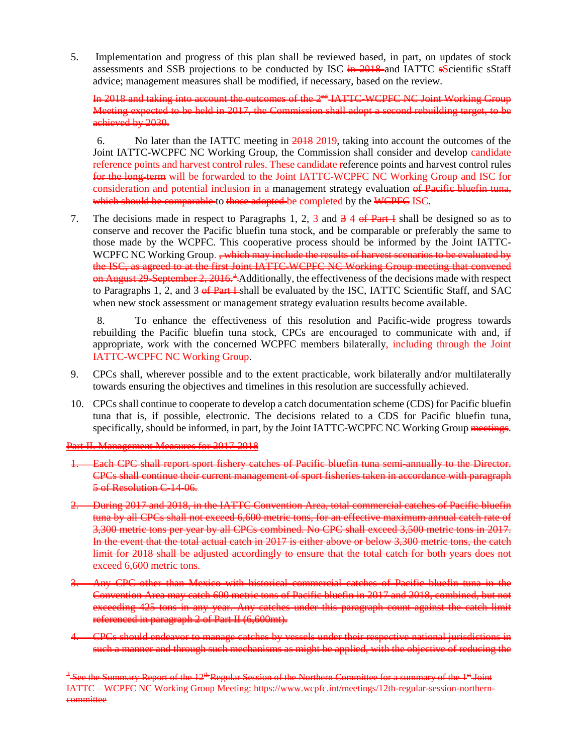5. Implementation and progress of this plan shall be reviewed based, in part, on updates of stock assessments and SSB projections to be conducted by ISC ~~in 2018~~ and IATTC ~~s~~Scientific ~~s~~Staff advice; management measures shall be modified, if necessary, based on the review.

~~In 2018 and taking into account the outcomes of the 2nd IATTC-WCPFC NC Joint Working Group Meeting expected to be held in 2017, the Commission shall adopt a second rebuilding target, to be achieved by 2030.~~

6. No later than the IATTC meeting in ~~2018~~ 2019, taking into account the outcomes of the Joint IATTC-WCPFC NC Working Group, the Commission shall consider and develop candidate reference points and harvest control rules. These candidate reference points and harvest control rules ~~for the long-term~~ will be forwarded to the Joint IATTC-WCPFC NC Working Group and ISC for consideration and potential inclusion in a management strategy evaluation ~~of Pacific bluefin tuna, which should be comparable~~ to ~~those adopted~~ be completed by the ~~WCPFC~~ ISC.

7. The decisions made in respect to Paragraphs 1, 2, 3 and ~~3~~ 4 ~~of Part I~~ shall be designed so as to conserve and recover the Pacific bluefin tuna stock, and be comparable or preferably the same to those made by the WCPFC. This cooperative process should be informed by the Joint IATTC-WCPFC NC Working Group. ~~, which may include the results of harvest scenarios to be evaluated by the ISC, as agreed to at the first Joint IATTC-WCPFC NC Working Group meeting that convened on August 29-September 2, 2016.[3]~~ Additionally, the effectiveness of the decisions made with respect to Paragraphs 1, 2, and 3 ~~of Part I~~ shall be evaluated by the ISC, IATTC Scientific Staff, and SAC when new stock assessment or management strategy evaluation results become available.

8. To enhance the effectiveness of this resolution and Pacific-wide progress towards rebuilding the Pacific bluefin tuna stock, CPCs are encouraged to communicate with and, if appropriate, work with the concerned WCPFC members bilaterally, including through the Joint IATTC-WCPFC NC Working Group.

9. CPCs shall, wherever possible and to the extent practicable, work bilaterally and/or multilaterally towards ensuring the objectives and timelines in this resolution are successfully achieved.

10. CPCs shall continue to cooperate to develop a catch documentation scheme (CDS) for Pacific bluefin tuna that is, if possible, electronic. The decisions related to a CDS for Pacific bluefin tuna, specifically, should be informed, in part, by the Joint IATTC-WCPFC NC Working Group ~~meetings~~.

~~Part II. Management Measures for 2017-2018~~

~~1. Each CPC shall report sport fishery catches of Pacific bluefin tuna semi-annually to the Director. CPCs shall continue their current management of sport fisheries taken in accordance with paragraph 5 of Resolution C-14-06.~~

~~2. During 2017 and 2018, in the IATTC Convention Area, total commercial catches of Pacific bluefin tuna by all CPCs shall not exceed 6,600 metric tons, for an effective maximum annual catch rate of 3,300 metric tons per year by all CPCs combined. No CPC shall exceed 3,500 metric tons in 2017. In the event that the total actual catch in 2017 is either above or below 3,300 metric tons, the catch limit for 2018 shall be adjusted accordingly to ensure that the total catch for both years does not exceed 6,600 metric tons.~~

~~3. Any CPC other than Mexico with historical commercial catches of Pacific bluefin tuna in the Convention Area may catch 600 metric tons of Pacific bluefin in 2017 and 2018, combined, but not exceeding 425 tons in any year. Any catches under this paragraph count against the catch limit referenced in paragraph 2 of Part II (6,600mt).~~

~~4. CPCs should endeavor to manage catches by vessels under their respective national jurisdictions in such a manner and through such mechanisms as might be applied, with the objective of reducing the~~

~~[3] See the Summary Report of the 12th Regular Session of the Northern Committee for a summary of the 1st Joint IATTC – WCPFC NC Working Group Meeting: https://www.wcpfc.int/meetings/12th-regular-session-northern-committee~~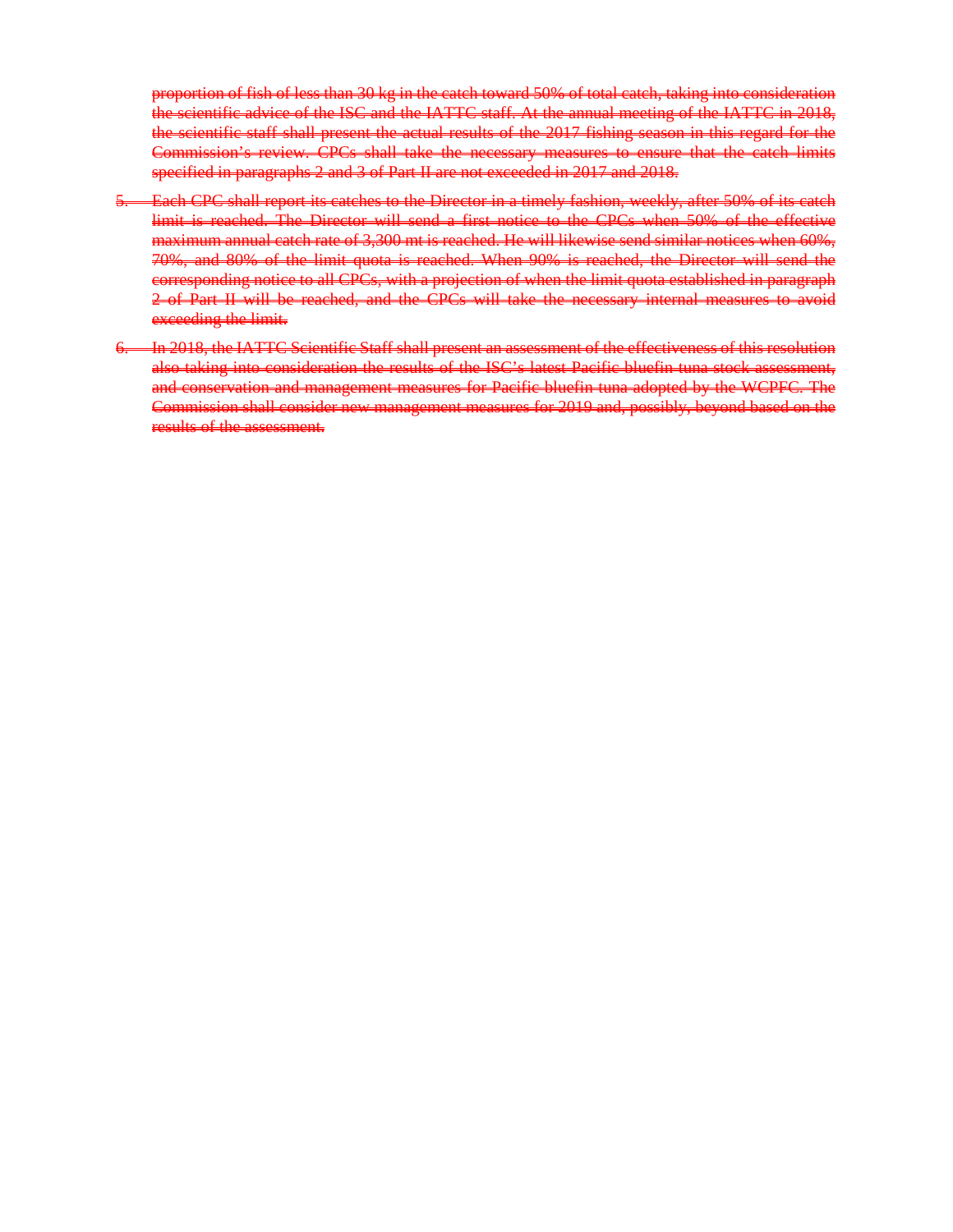~~proportion of fish of less than 30 kg in the catch toward 50% of total catch, taking into consideration the scientific advice of the ISC and the IATTC staff. At the annual meeting of the IATTC in 2018, the scientific staff shall present the actual results of the 2017 fishing season in this regard for the Commission's review. CPCs shall take the necessary measures to ensure that the catch limits specified in paragraphs 2 and 3 of Part II are not exceeded in 2017 and 2018.~~

5. ~~Each CPC shall report its catches to the Director in a timely fashion, weekly, after 50% of its catch limit is reached. The Director will send a first notice to the CPCs when 50% of the effective maximum annual catch rate of 3,300 mt is reached. He will likewise send similar notices when 60%, 70%, and 80% of the limit quota is reached. When 90% is reached, the Director will send the corresponding notice to all CPCs, with a projection of when the limit quota established in paragraph 2 of Part II will be reached, and the CPCs will take the necessary internal measures to avoid exceeding the limit.~~

6. ~~In 2018, the IATTC Scientific Staff shall present an assessment of the effectiveness of this resolution also taking into consideration the results of the ISC's latest Pacific bluefin tuna stock assessment, and conservation and management measures for Pacific bluefin tuna adopted by the WCPFC. The Commission shall consider new management measures for 2019 and, possibly, beyond based on the results of the assessment.~~